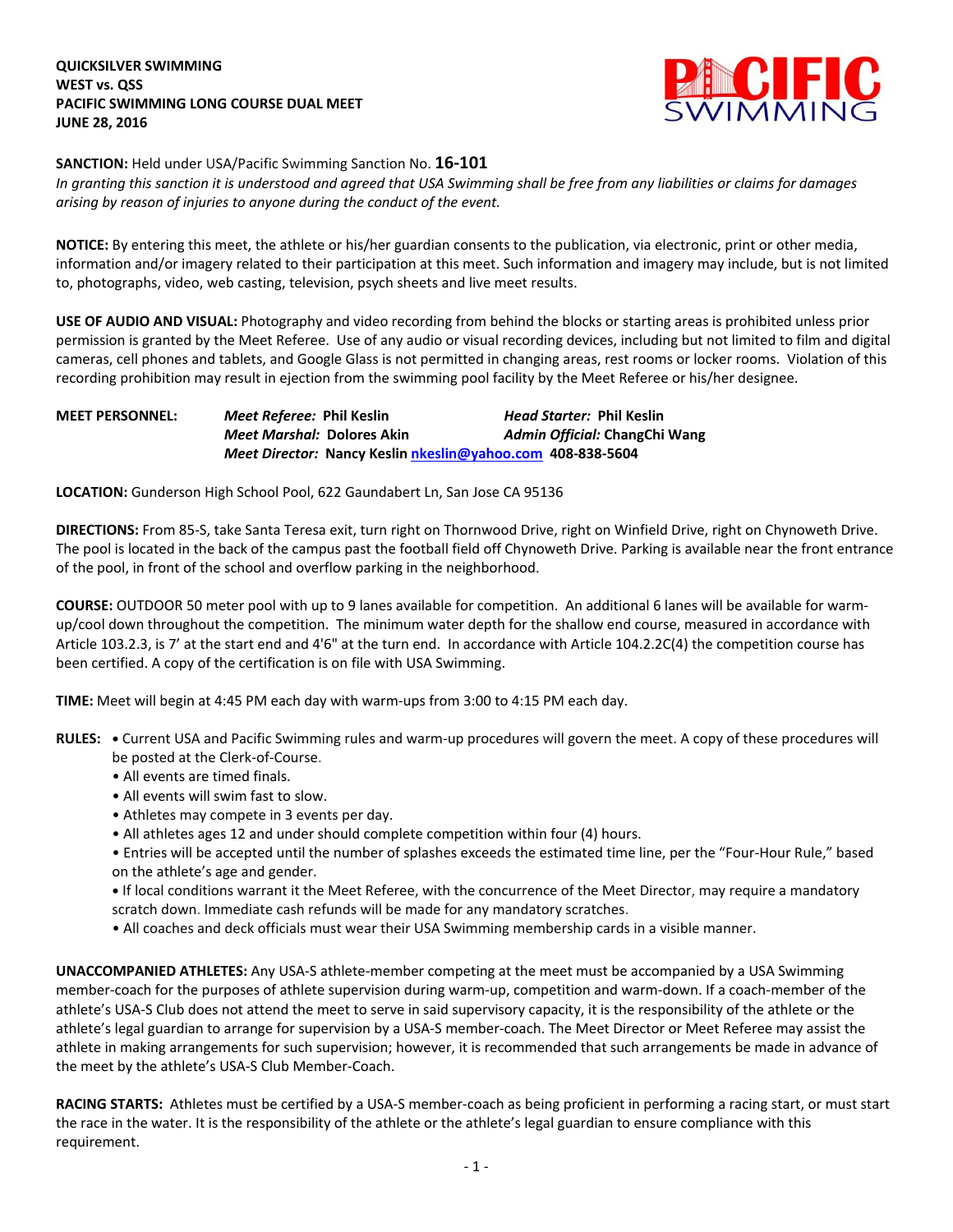**QUICKSILVER SWIMMING**
**WEST vs. QSS**
**PACIFIC SWIMMING LONG COURSE DUAL MEET**
**JUNE 28, 2016**

**SANCTION:** Held under USA/Pacific Swimming Sanction No. **16-101**
*In granting this sanction it is understood and agreed that USA Swimming shall be free from any liabilities or claims for damages arising by reason of injuries to anyone during the conduct of the event.*

**NOTICE:** By entering this meet, the athlete or his/her guardian consents to the publication, via electronic, print or other media, information and/or imagery related to their participation at this meet. Such information and imagery may include, but is not limited to, photographs, video, web casting, television, psych sheets and live meet results.

**USE OF AUDIO AND VISUAL:** Photography and video recording from behind the blocks or starting areas is prohibited unless prior permission is granted by the Meet Referee. Use of any audio or visual recording devices, including but not limited to film and digital cameras, cell phones and tablets, and Google Glass is not permitted in changing areas, rest rooms or locker rooms. Violation of this recording prohibition may result in ejection from the swimming pool facility by the Meet Referee or his/her designee.

**MEET PERSONNEL:**
*Meet Referee:* **Phil Keslin** — *Head Starter:* **Phil Keslin**
*Meet Marshal:* **Dolores Akin** — *Admin Official:* **ChangChi Wang**
*Meet Director:* **Nancy Keslin nkeslin@yahoo.com 408-838-5604**

**LOCATION:** Gunderson High School Pool, 622 Gaundabert Ln, San Jose CA 95136

**DIRECTIONS:** From 85-S, take Santa Teresa exit, turn right on Thornwood Drive, right on Winfield Drive, right on Chynoweth Drive. The pool is located in the back of the campus past the football field off Chynoweth Drive. Parking is available near the front entrance of the pool, in front of the school and overflow parking in the neighborhood.

**COURSE:** OUTDOOR 50 meter pool with up to 9 lanes available for competition. An additional 6 lanes will be available for warm-up/cool down throughout the competition. The minimum water depth for the shallow end course, measured in accordance with Article 103.2.3, is 7' at the start end and 4'6" at the turn end. In accordance with Article 104.2.2C(4) the competition course has been certified. A copy of the certification is on file with USA Swimming.

**TIME:** Meet will begin at 4:45 PM each day with warm-ups from 3:00 to 4:15 PM each day.

**RULES:**
- Current USA and Pacific Swimming rules and warm-up procedures will govern the meet. A copy of these procedures will be posted at the Clerk-of-Course.
- All events are timed finals.
- All events will swim fast to slow.
- Athletes may compete in 3 events per day.
- All athletes ages 12 and under should complete competition within four (4) hours.
- Entries will be accepted until the number of splashes exceeds the estimated time line, per the "Four-Hour Rule," based on the athlete's age and gender.
- If local conditions warrant it the Meet Referee, with the concurrence of the Meet Director, may require a mandatory scratch down. Immediate cash refunds will be made for any mandatory scratches.
- All coaches and deck officials must wear their USA Swimming membership cards in a visible manner.

**UNACCOMPANIED ATHLETES:** Any USA-S athlete-member competing at the meet must be accompanied by a USA Swimming member-coach for the purposes of athlete supervision during warm-up, competition and warm-down. If a coach-member of the athlete's USA-S Club does not attend the meet to serve in said supervisory capacity, it is the responsibility of the athlete or the athlete's legal guardian to arrange for supervision by a USA-S member-coach. The Meet Director or Meet Referee may assist the athlete in making arrangements for such supervision; however, it is recommended that such arrangements be made in advance of the meet by the athlete's USA-S Club Member-Coach.

**RACING STARTS:** Athletes must be certified by a USA-S member-coach as being proficient in performing a racing start, or must start the race in the water. It is the responsibility of the athlete or the athlete's legal guardian to ensure compliance with this requirement.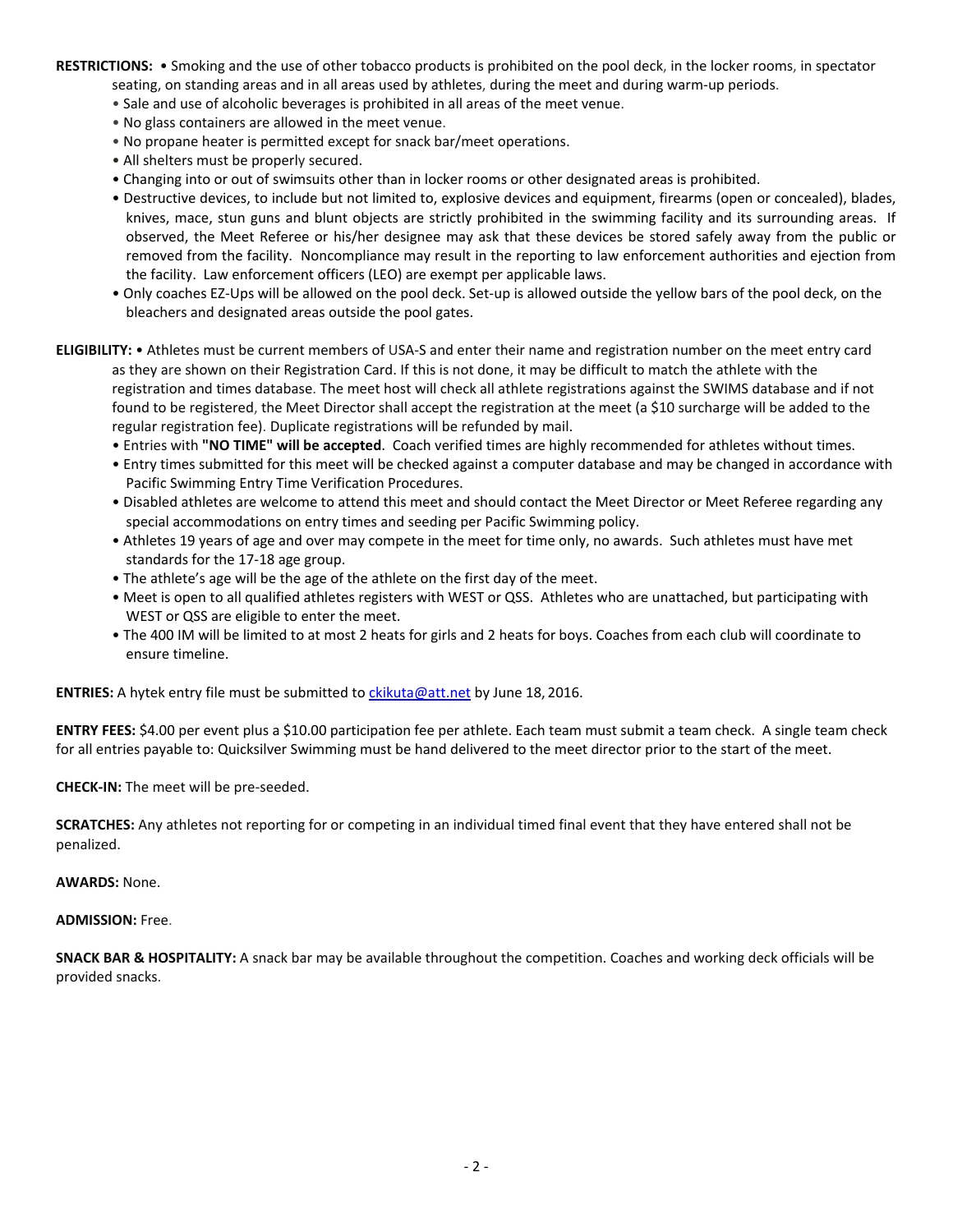**RESTRICTIONS:** • Smoking and the use of other tobacco products is prohibited on the pool deck, in the locker rooms, in spectator seating, on standing areas and in all areas used by athletes, during the meet and during warm-up periods.

- Sale and use of alcoholic beverages is prohibited in all areas of the meet venue.
- No glass containers are allowed in the meet venue.
- No propane heater is permitted except for snack bar/meet operations.
- All shelters must be properly secured.
- Changing into or out of swimsuits other than in locker rooms or other designated areas is prohibited.
- Destructive devices, to include but not limited to, explosive devices and equipment, firearms (open or concealed), blades, knives, mace, stun guns and blunt objects are strictly prohibited in the swimming facility and its surrounding areas. If observed, the Meet Referee or his/her designee may ask that these devices be stored safely away from the public or removed from the facility. Noncompliance may result in the reporting to law enforcement authorities and ejection from the facility. Law enforcement officers (LEO) are exempt per applicable laws.
- Only coaches EZ-Ups will be allowed on the pool deck. Set-up is allowed outside the yellow bars of the pool deck, on the bleachers and designated areas outside the pool gates.

**ELIGIBILITY:** • Athletes must be current members of USA-S and enter their name and registration number on the meet entry card as they are shown on their Registration Card. If this is not done, it may be difficult to match the athlete with the registration and times database. The meet host will check all athlete registrations against the SWIMS database and if not found to be registered, the Meet Director shall accept the registration at the meet (a $10 surcharge will be added to the regular registration fee). Duplicate registrations will be refunded by mail.

- Entries with **"NO TIME" will be accepted**. Coach verified times are highly recommended for athletes without times.
- Entry times submitted for this meet will be checked against a computer database and may be changed in accordance with Pacific Swimming Entry Time Verification Procedures.
- Disabled athletes are welcome to attend this meet and should contact the Meet Director or Meet Referee regarding any special accommodations on entry times and seeding per Pacific Swimming policy.
- Athletes 19 years of age and over may compete in the meet for time only, no awards. Such athletes must have met standards for the 17-18 age group.
- The athlete's age will be the age of the athlete on the first day of the meet.
- Meet is open to all qualified athletes registers with WEST or QSS. Athletes who are unattached, but participating with WEST or QSS are eligible to enter the meet.
- The 400 IM will be limited to at most 2 heats for girls and 2 heats for boys. Coaches from each club will coordinate to ensure timeline.

**ENTRIES:** A hytek entry file must be submitted to ckikuta@att.net by June 18, 2016.

**ENTRY FEES:** $4.00 per event plus a $10.00 participation fee per athlete. Each team must submit a team check. A single team check for all entries payable to: Quicksilver Swimming must be hand delivered to the meet director prior to the start of the meet.

**CHECK-IN:** The meet will be pre-seeded.

**SCRATCHES:** Any athletes not reporting for or competing in an individual timed final event that they have entered shall not be penalized.

**AWARDS:** None.

**ADMISSION:** Free.

**SNACK BAR & HOSPITALITY:** A snack bar may be available throughout the competition. Coaches and working deck officials will be provided snacks.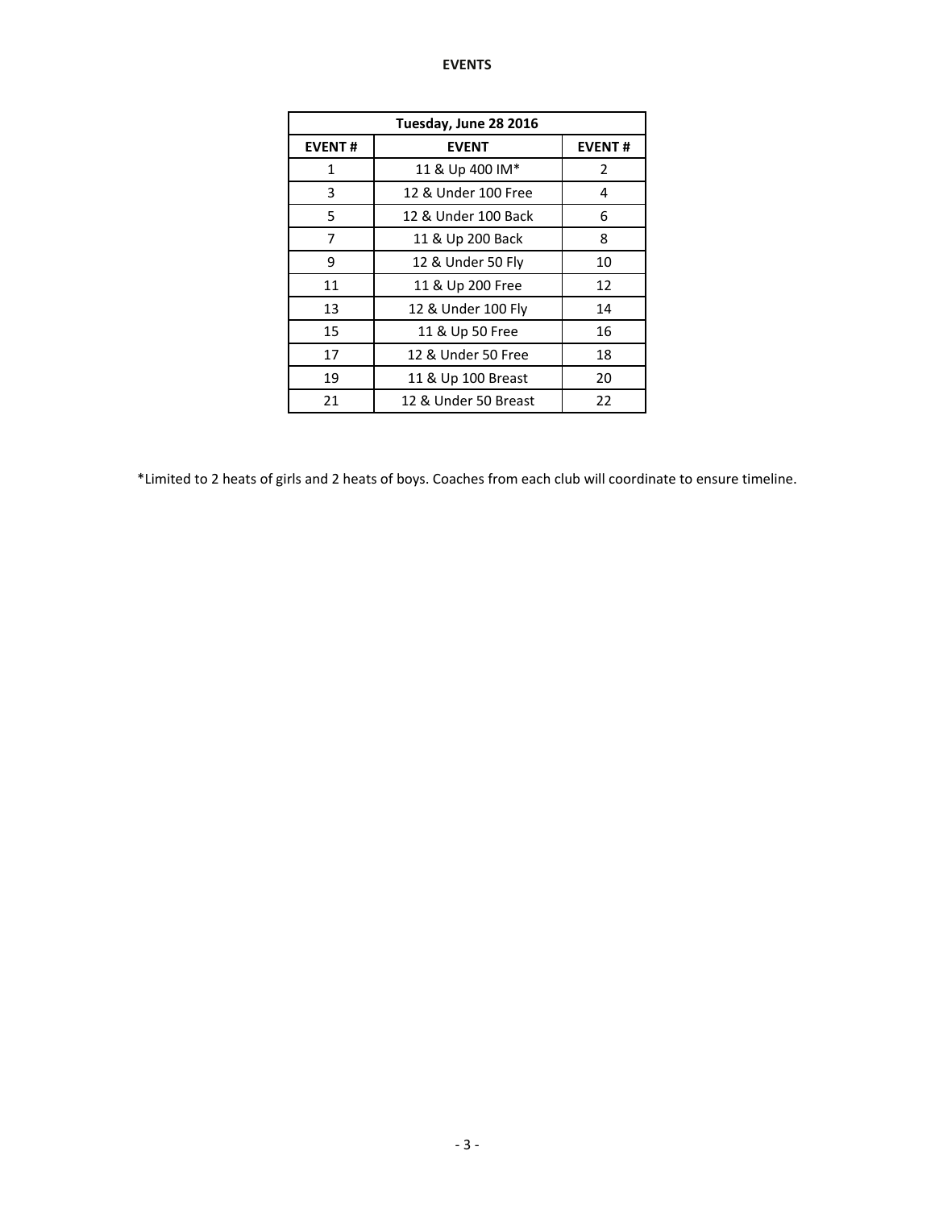**EVENTS**

| Tuesday, June 28 2016 | | |
|---|---|---|
| **EVENT #** | **EVENT** | **EVENT #** |
| 1 | 11 & Up 400 IM* | 2 |
| 3 | 12 & Under 100 Free | 4 |
| 5 | 12 & Under 100 Back | 6 |
| 7 | 11 & Up 200 Back | 8 |
| 9 | 12 & Under 50 Fly | 10 |
| 11 | 11 & Up 200 Free | 12 |
| 13 | 12 & Under 100 Fly | 14 |
| 15 | 11 & Up 50 Free | 16 |
| 17 | 12 & Under 50 Free | 18 |
| 19 | 11 & Up 100 Breast | 20 |
| 21 | 12 & Under 50 Breast | 22 |

*Limited to 2 heats of girls and 2 heats of boys. Coaches from each club will coordinate to ensure timeline.